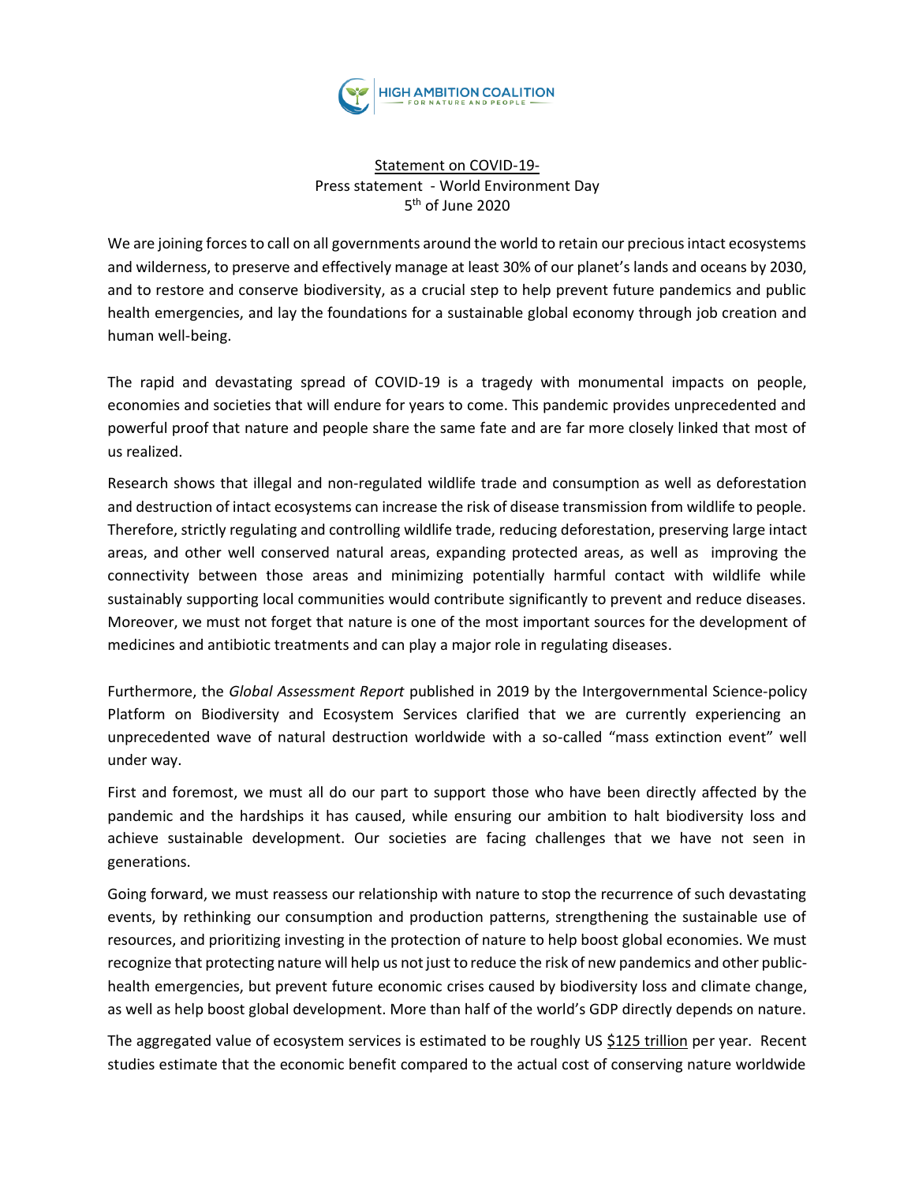HIGH AMBITION COALITION
FOR NATURE AND PEOPLE

Statement on COVID-19-
Press statement - World Environment Day
5th of June 2020

We are joining forces to call on all governments around the world to retain our precious intact ecosystems and wilderness, to preserve and effectively manage at least 30% of our planet's lands and oceans by 2030, and to restore and conserve biodiversity, as a crucial step to help prevent future pandemics and public health emergencies, and lay the foundations for a sustainable global economy through job creation and human well-being.

The rapid and devastating spread of COVID-19 is a tragedy with monumental impacts on people, economies and societies that will endure for years to come. This pandemic provides unprecedented and powerful proof that nature and people share the same fate and are far more closely linked that most of us realized.

Research shows that illegal and non-regulated wildlife trade and consumption as well as deforestation and destruction of intact ecosystems can increase the risk of disease transmission from wildlife to people. Therefore, strictly regulating and controlling wildlife trade, reducing deforestation, preserving large intact areas, and other well conserved natural areas, expanding protected areas, as well as improving the connectivity between those areas and minimizing potentially harmful contact with wildlife while sustainably supporting local communities would contribute significantly to prevent and reduce diseases. Moreover, we must not forget that nature is one of the most important sources for the development of medicines and antibiotic treatments and can play a major role in regulating diseases.

Furthermore, the *Global Assessment Report* published in 2019 by the Intergovernmental Science-policy Platform on Biodiversity and Ecosystem Services clarified that we are currently experiencing an unprecedented wave of natural destruction worldwide with a so-called "mass extinction event" well under way.

First and foremost, we must all do our part to support those who have been directly affected by the pandemic and the hardships it has caused, while ensuring our ambition to halt biodiversity loss and achieve sustainable development. Our societies are facing challenges that we have not seen in generations.

Going forward, we must reassess our relationship with nature to stop the recurrence of such devastating events, by rethinking our consumption and production patterns, strengthening the sustainable use of resources, and prioritizing investing in the protection of nature to help boost global economies. We must recognize that protecting nature will help us not just to reduce the risk of new pandemics and other public-health emergencies, but prevent future economic crises caused by biodiversity loss and climate change, as well as help boost global development. More than half of the world's GDP directly depends on nature.

The aggregated value of ecosystem services is estimated to be roughly US $125 trillion per year. Recent studies estimate that the economic benefit compared to the actual cost of conserving nature worldwide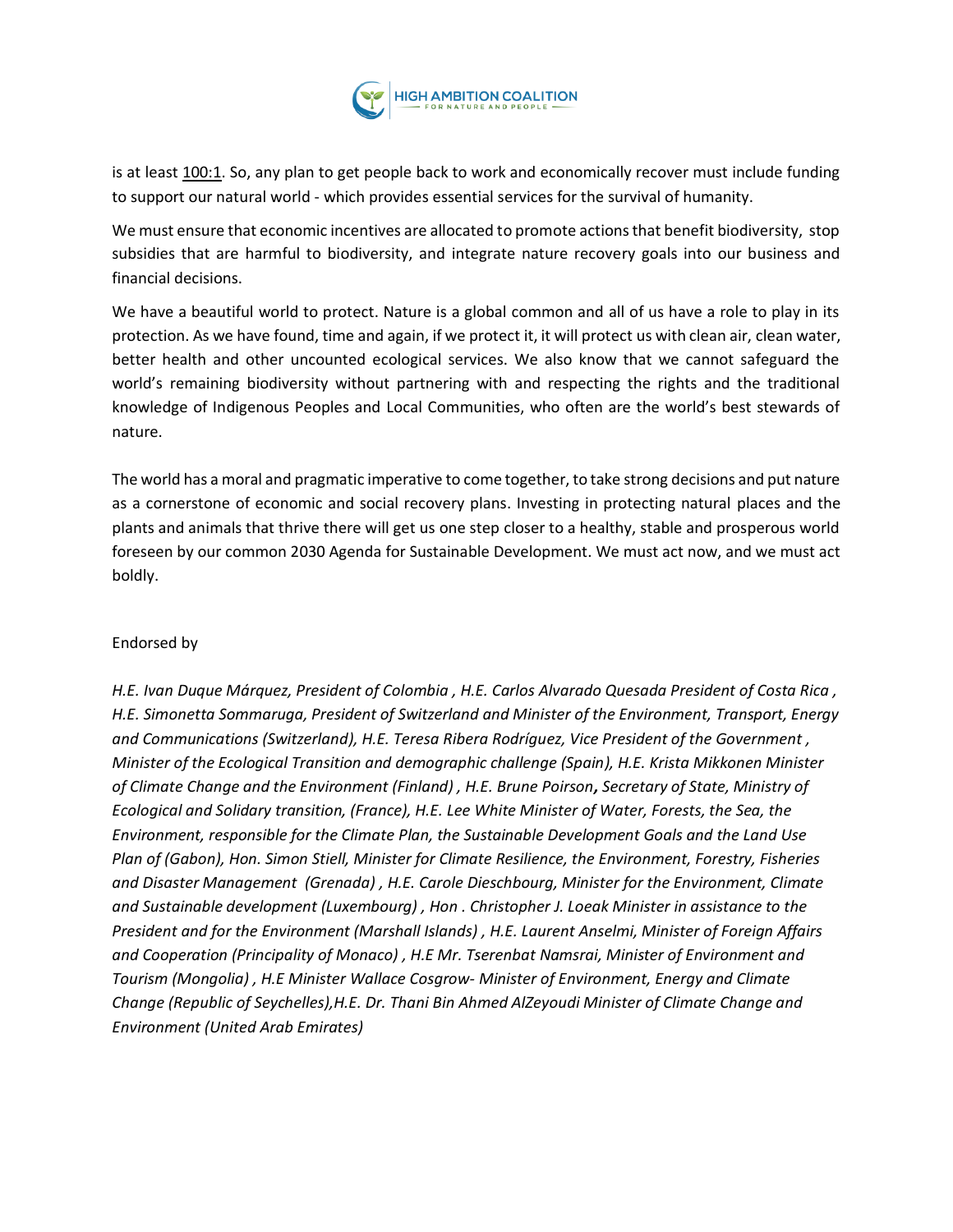is at least 100:1. So, any plan to get people back to work and economically recover must include funding to support our natural world - which provides essential services for the survival of humanity.

We must ensure that economic incentives are allocated to promote actions that benefit biodiversity, stop subsidies that are harmful to biodiversity, and integrate nature recovery goals into our business and financial decisions.

We have a beautiful world to protect. Nature is a global common and all of us have a role to play in its protection. As we have found, time and again, if we protect it, it will protect us with clean air, clean water, better health and other uncounted ecological services. We also know that we cannot safeguard the world's remaining biodiversity without partnering with and respecting the rights and the traditional knowledge of Indigenous Peoples and Local Communities, who often are the world's best stewards of nature.

The world has a moral and pragmatic imperative to come together, to take strong decisions and put nature as a cornerstone of economic and social recovery plans. Investing in protecting natural places and the plants and animals that thrive there will get us one step closer to a healthy, stable and prosperous world foreseen by our common 2030 Agenda for Sustainable Development. We must act now, and we must act boldly.

Endorsed by

*H.E. Ivan Duque Márquez, President of Colombia , H.E. Carlos Alvarado Quesada President of Costa Rica , H.E. Simonetta Sommaruga, President of Switzerland and Minister of the Environment, Transport, Energy and Communications (Switzerland), H.E. Teresa Ribera Rodríguez, Vice President of the Government , Minister of the Ecological Transition and demographic challenge (Spain), H.E. Krista Mikkonen Minister of Climate Change and the Environment (Finland) , H.E. Brune Poirson***,** *Secretary of State, Ministry of Ecological and Solidary transition, (France), H.E. Lee White Minister of Water, Forests, the Sea, the Environment, responsible for the Climate Plan, the Sustainable Development Goals and the Land Use Plan of (Gabon), Hon. Simon Stiell, Minister for Climate Resilience, the Environment, Forestry, Fisheries and Disaster Management (Grenada) , H.E. Carole Dieschbourg, Minister for the Environment, Climate and Sustainable development (Luxembourg) , Hon . Christopher J. Loeak Minister in assistance to the President and for the Environment (Marshall Islands) , H.E. Laurent Anselmi, Minister of Foreign Affairs and Cooperation (Principality of Monaco) , H.E Mr. Tserenbat Namsrai, Minister of Environment and Tourism (Mongolia) , H.E Minister Wallace Cosgrow- Minister of Environment, Energy and Climate Change (Republic of Seychelles),H.E. Dr. Thani Bin Ahmed AlZeyoudi Minister of Climate Change and Environment (United Arab Emirates)*